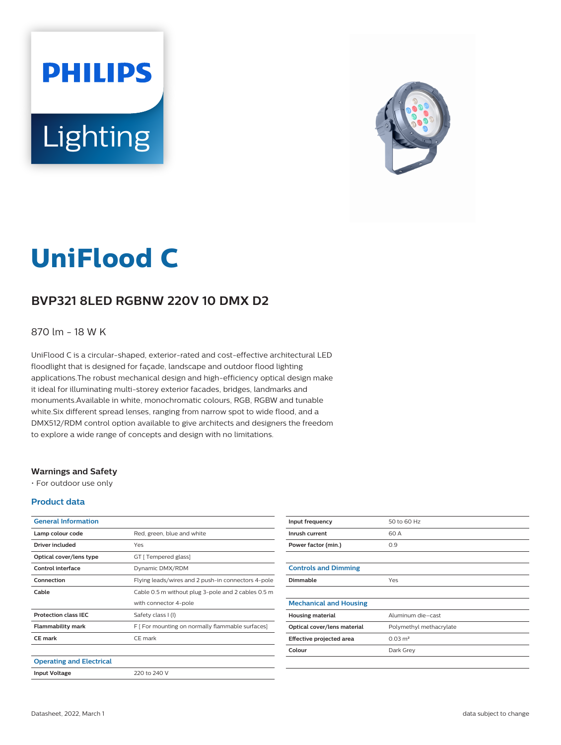# UniFlood C

## BVP321 8LED RGBNW 220V 10 DMX D2

870 lm - 18 W K

UniFlood C is a circular-shaped, exterior-rated and cost-effective architectural LED floodlight that is designed for façade, landscape and outdoor flood lighting applications.The robust mechanical design and high-efficiency optical design make it ideal for illuminating multi-storey exterior facades, bridges, landmarks and monuments.Available in white, monochromatic colours, RGB, RGBW and tunable white.Six different spread lenses, ranging from narrow spot to wide flood, and a DMX512/RDM control option available to give architects and designers the freedom to explore a wide range of concepts and design with no limitations.

### Warnings and Safety

- For outdoor use only

### Product data

| General Information | |
|---|---|
| **Lamp colour code** | Red, green, blue and white |
| **Driver included** | Yes |
| **Optical cover/lens type** | GT [ Tempered glass] |
| **Control interface** | Dynamic DMX/RDM |
| **Connection** | Flying leads/wires and 2 push-in connectors 4-pole |
| **Cable** | Cable 0.5 m without plug 3-pole and 2 cables 0.5 m with connector 4-pole |
| **Protection class IEC** | Safety class I (I) |
| **Flammability mark** | F [ For mounting on normally flammable surfaces] |
| **CE mark** | CE mark |

| Operating and Electrical | |
|---|---|
| **Input Voltage** | 220 to 240 V |
| **Input frequency** | 50 to 60 Hz |
| **Inrush current** | 60 A |
| **Power factor (min.)** | 0.9 |

| Controls and Dimming | |
|---|---|
| **Dimmable** | Yes |

| Mechanical and Housing | |
|---|---|
| **Housing material** | Aluminum die-cast |
| **Optical cover/lens material** | Polymethyl methacrylate |
| **Effective projected area** | 0.03 m² |
| **Colour** | Dark Grey |

Datasheet, 2022, March 1

data subject to change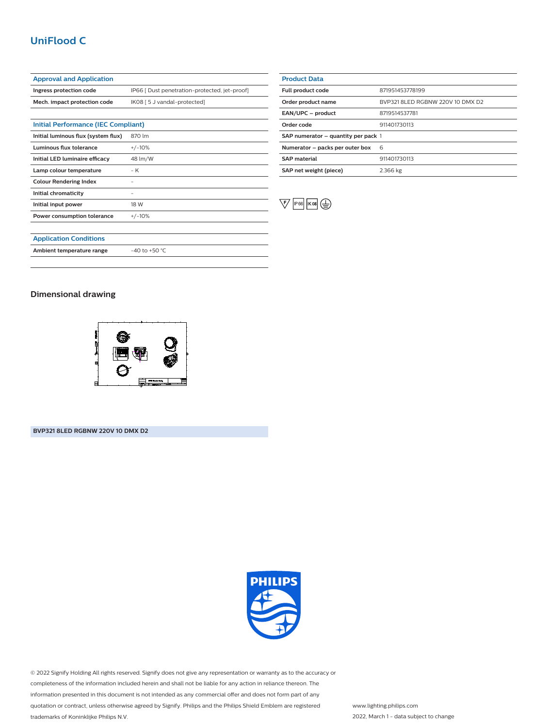# UniFlood C

| Approval and Application | |
|---|---|
| Ingress protection code | IP66 [ Dust penetration-protected, jet-proof] |
| Mech. impact protection code | IK08 [ 5 J vandal-protected] |

| Initial Performance (IEC Compliant) | |
|---|---|
| Initial luminous flux (system flux) | 870 lm |
| Luminous flux tolerance | +/-10% |
| Initial LED luminaire efficacy | 48 lm/W |
| Lamp colour temperature | - K |
| Colour Rendering Index | - |
| Initial chromaticity | - |
| Initial input power | 18 W |
| Power consumption tolerance | +/-10% |

| Application Conditions | |
|---|---|
| Ambient temperature range | -40 to +50 °C |

| Product Data | |
|---|---|
| Full product code | 871951453778199 |
| Order product name | BVP321 8LED RGBNW 220V 10 DMX D2 |
| EAN/UPC – product | 8719514537781 |
| Order code | 911401730113 |
| SAP numerator – quantity per pack | 1 |
| Numerator – packs per outer box | 6 |
| SAP material | 911401730113 |
| SAP net weight (piece) | 2.366 kg |

F IP66 IK08

## Dimensional drawing

BVP321 8LED RGBNW 220V 10 DMX D2

© 2022 Signify Holding All rights reserved. Signify does not give any representation or warranty as to the accuracy or completeness of the information included herein and shall not be liable for any action in reliance thereon. The information presented in this document is not intended as any commercial offer and does not form part of any quotation or contract, unless otherwise agreed by Signify. Philips and the Philips Shield Emblem are registered trademarks of Koninklijke Philips N.V.

www.lighting.philips.com

2022, March 1 - data subject to change